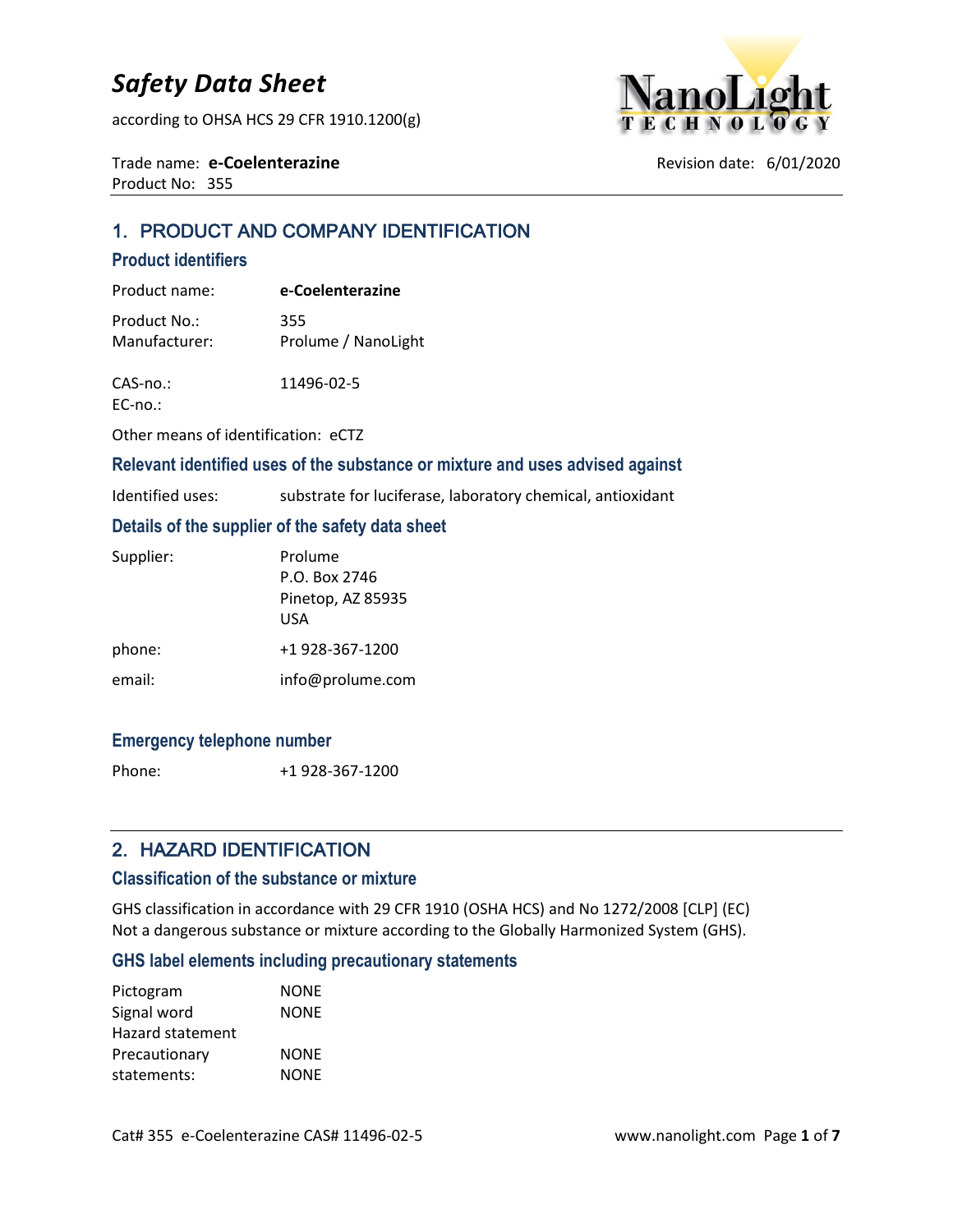# Safety Data Sheet

according to OHSA HCS 29 CFR 1910.1200(g)

Trade name: **e-Coelenterazine**
Product No: 355

Revision date: 6/01/2020

## 1. PRODUCT AND COMPANY IDENTIFICATION

### Product identifiers

Product name: **e-Coelenterazine**

Product No.: 355
Manufacturer: Prolume / NanoLight

CAS-no.: 11496-02-5
EC-no.:

Other means of identification: eCTZ

### Relevant identified uses of the substance or mixture and uses advised against

Identified uses: substrate for luciferase, laboratory chemical, antioxidant

### Details of the supplier of the safety data sheet

Supplier: Prolume
P.O. Box 2746
Pinetop, AZ 85935
USA

phone: +1 928-367-1200

email: info@prolume.com

### Emergency telephone number

Phone: +1 928-367-1200

## 2. HAZARD IDENTIFICATION

### Classification of the substance or mixture

GHS classification in accordance with 29 CFR 1910 (OSHA HCS) and No 1272/2008 [CLP] (EC)
Not a dangerous substance or mixture according to the Globally Harmonized System (GHS).

### GHS label elements including precautionary statements

Pictogram NONE
Signal word NONE
Hazard statement
Precautionary NONE
statements: NONE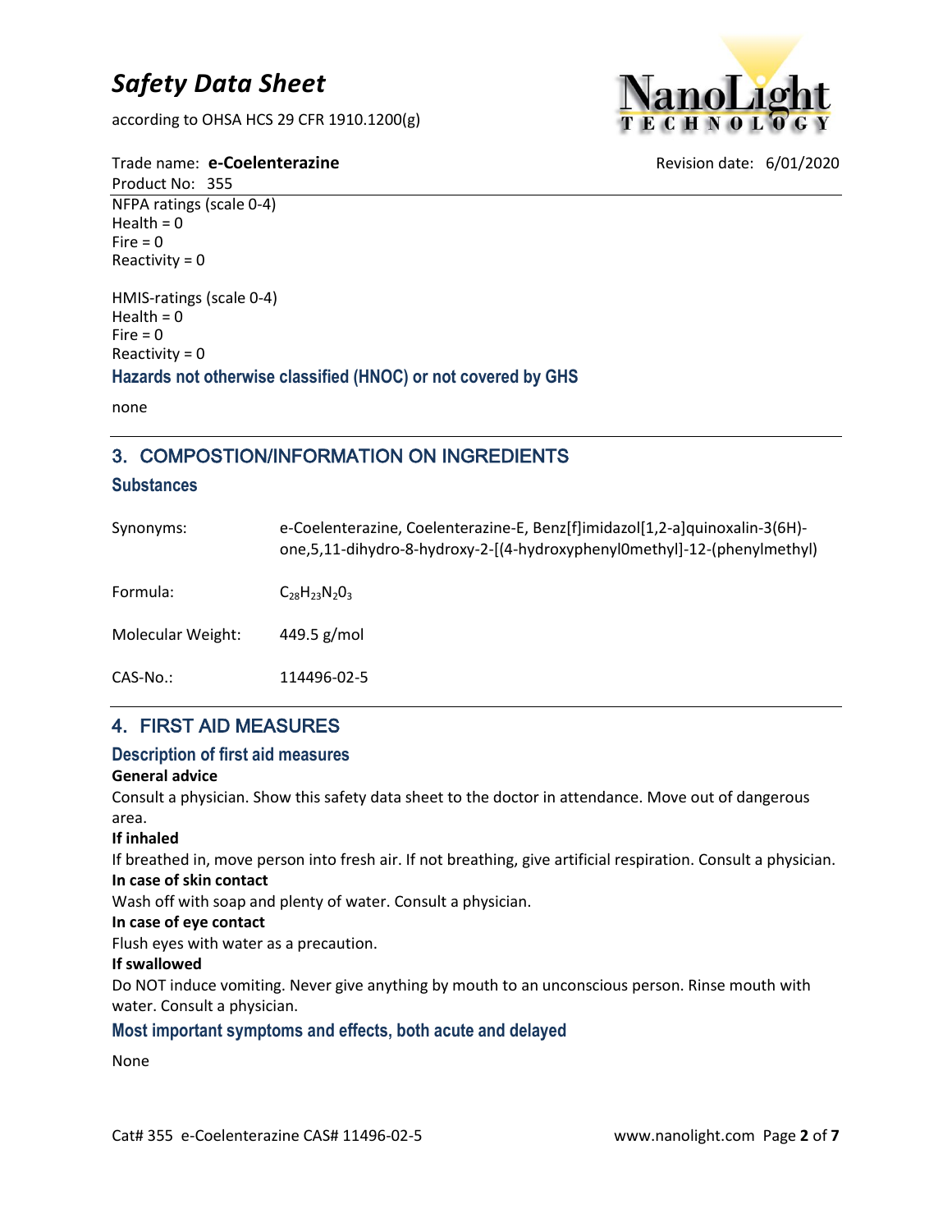Trade name: **e-Coelenterazine**

Revision date: 6/01/2020

Product No: 355

NFPA ratings (scale 0-4)
Health = 0
Fire = 0
Reactivity = 0

HMIS-ratings (scale 0-4)
Health = 0
Fire = 0
Reactivity = 0

### Hazards not otherwise classified (HNOC) or not covered by GHS

none

## 3. COMPOSTION/INFORMATION ON INGREDIENTS

### Substances

| | |
|---|---|
| Synonyms: | e-Coelenterazine, Coelenterazine-E, Benz[f]imidazol[1,2-a]quinoxalin-3(6H)-one,5,11-dihydro-8-hydroxy-2-[(4-hydroxyphenyl0methyl]-12-(phenylmethyl) |
| Formula: | $C_{28}H_{23}N_{2}0_{3}$ |
| Molecular Weight: | 449.5 g/mol |
| CAS-No.: | 114496-02-5 |

## 4. FIRST AID MEASURES

### Description of first aid measures

**General advice**

Consult a physician. Show this safety data sheet to the doctor in attendance. Move out of dangerous area.

**If inhaled**

If breathed in, move person into fresh air. If not breathing, give artificial respiration. Consult a physician.

**In case of skin contact**

Wash off with soap and plenty of water. Consult a physician.

**In case of eye contact**

Flush eyes with water as a precaution.

**If swallowed**

Do NOT induce vomiting. Never give anything by mouth to an unconscious person. Rinse mouth with water. Consult a physician.

### Most important symptoms and effects, both acute and delayed

None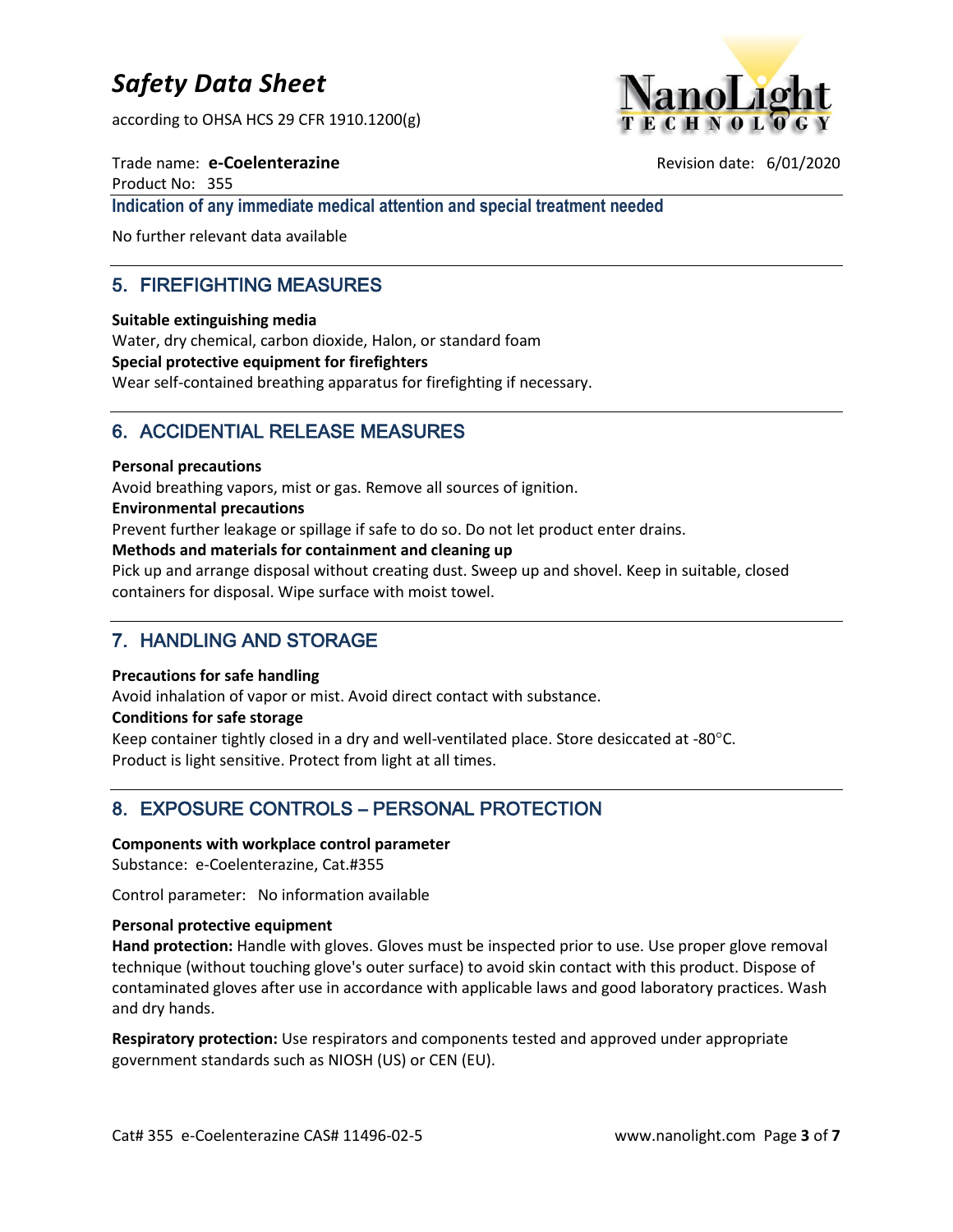### Indication of any immediate medical attention and special treatment needed

No further relevant data available

## 5. FIREFIGHTING MEASURES

**Suitable extinguishing media**
Water, dry chemical, carbon dioxide, Halon, or standard foam
**Special protective equipment for firefighters**
Wear self-contained breathing apparatus for firefighting if necessary.

## 6. ACCIDENTIAL RELEASE MEASURES

**Personal precautions**
Avoid breathing vapors, mist or gas. Remove all sources of ignition.
**Environmental precautions**
Prevent further leakage or spillage if safe to do so. Do not let product enter drains.
**Methods and materials for containment and cleaning up**
Pick up and arrange disposal without creating dust. Sweep up and shovel. Keep in suitable, closed containers for disposal. Wipe surface with moist towel.

## 7. HANDLING AND STORAGE

**Precautions for safe handling**
Avoid inhalation of vapor or mist. Avoid direct contact with substance.
**Conditions for safe storage**
Keep container tightly closed in a dry and well-ventilated place. Store desiccated at -80°C.
Product is light sensitive. Protect from light at all times.

## 8. EXPOSURE CONTROLS – PERSONAL PROTECTION

**Components with workplace control parameter**
Substance: e-Coelenterazine, Cat.#355

Control parameter: No information available

**Personal protective equipment**
**Hand protection:** Handle with gloves. Gloves must be inspected prior to use. Use proper glove removal technique (without touching glove's outer surface) to avoid skin contact with this product. Dispose of contaminated gloves after use in accordance with applicable laws and good laboratory practices. Wash and dry hands.

**Respiratory protection:** Use respirators and components tested and approved under appropriate government standards such as NIOSH (US) or CEN (EU).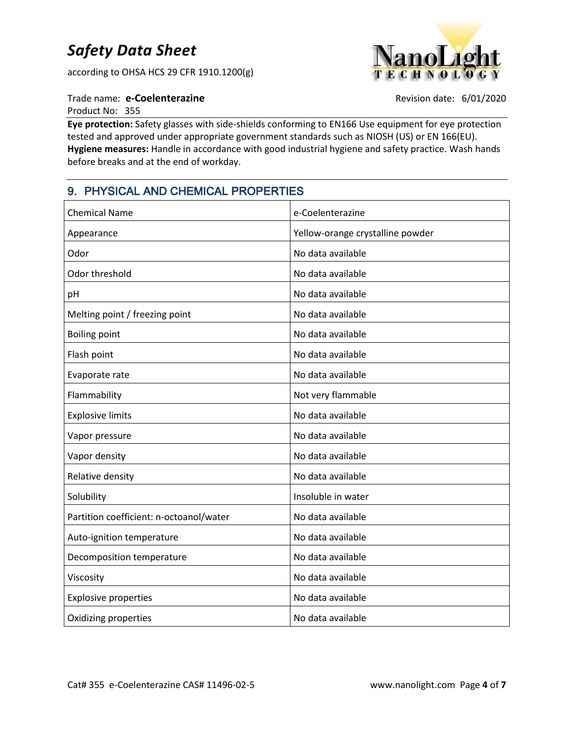**Eye protection:** Safety glasses with side-shields conforming to EN166 Use equipment for eye protection tested and approved under appropriate government standards such as NIOSH (US) or EN 166(EU).
**Hygiene measures:** Handle in accordance with good industrial hygiene and safety practice. Wash hands before breaks and at the end of workday.

## 9. PHYSICAL AND CHEMICAL PROPERTIES

| | |
|---|---|
| Chemical Name | e-Coelenterazine |
| Appearance | Yellow-orange crystalline powder |
| Odor | No data available |
| Odor threshold | No data available |
| pH | No data available |
| Melting point / freezing point | No data available |
| Boiling point | No data available |
| Flash point | No data available |
| Evaporate rate | No data available |
| Flammability | Not very flammable |
| Explosive limits | No data available |
| Vapor pressure | No data available |
| Vapor density | No data available |
| Relative density | No data available |
| Solubility | Insoluble in water |
| Partition coefficient: n-octoanol/water | No data available |
| Auto-ignition temperature | No data available |
| Decomposition temperature | No data available |
| Viscosity | No data available |
| Explosive properties | No data available |
| Oxidizing properties | No data available |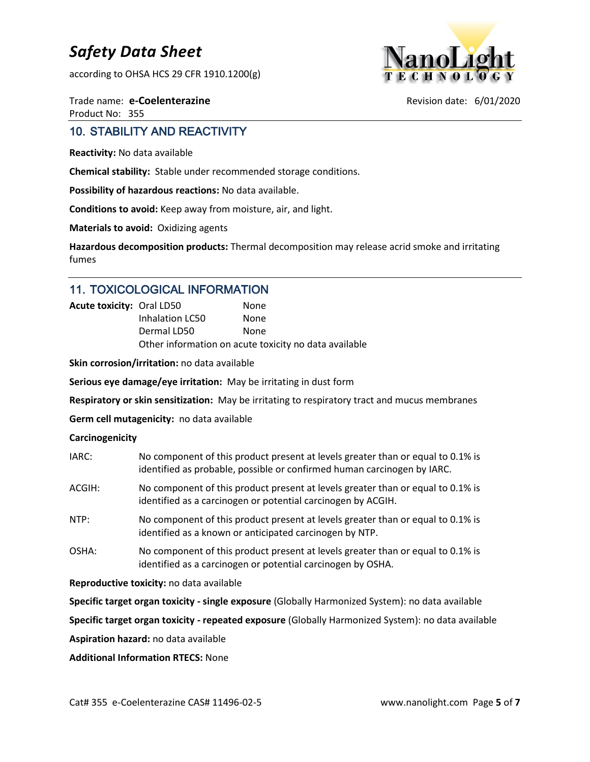## 10. STABILITY AND REACTIVITY

**Reactivity:** No data available

**Chemical stability:** Stable under recommended storage conditions.

**Possibility of hazardous reactions:** No data available.

**Conditions to avoid:** Keep away from moisture, air, and light.

**Materials to avoid:** Oxidizing agents

**Hazardous decomposition products:** Thermal decomposition may release acrid smoke and irritating fumes

## 11. TOXICOLOGICAL INFORMATION

| **Acute toxicity:** | Oral LD50 | None |
| --- | --- | --- |
| | Inhalation LC50 | None |
| | Dermal LD50 | None |
| | Other information on acute toxicity no data available | |

**Skin corrosion/irritation:** no data available

**Serious eye damage/eye irritation:** May be irritating in dust form

**Respiratory or skin sensitization:** May be irritating to respiratory tract and mucus membranes

**Germ cell mutagenicity:** no data available

**Carcinogenicity**

IARC: No component of this product present at levels greater than or equal to 0.1% is identified as probable, possible or confirmed human carcinogen by IARC.

ACGIH: No component of this product present at levels greater than or equal to 0.1% is identified as a carcinogen or potential carcinogen by ACGIH.

NTP: No component of this product present at levels greater than or equal to 0.1% is identified as a known or anticipated carcinogen by NTP.

OSHA: No component of this product present at levels greater than or equal to 0.1% is identified as a carcinogen or potential carcinogen by OSHA.

**Reproductive toxicity:** no data available

**Specific target organ toxicity - single exposure** (Globally Harmonized System): no data available

**Specific target organ toxicity - repeated exposure** (Globally Harmonized System): no data available

**Aspiration hazard:** no data available

**Additional Information RTECS:** None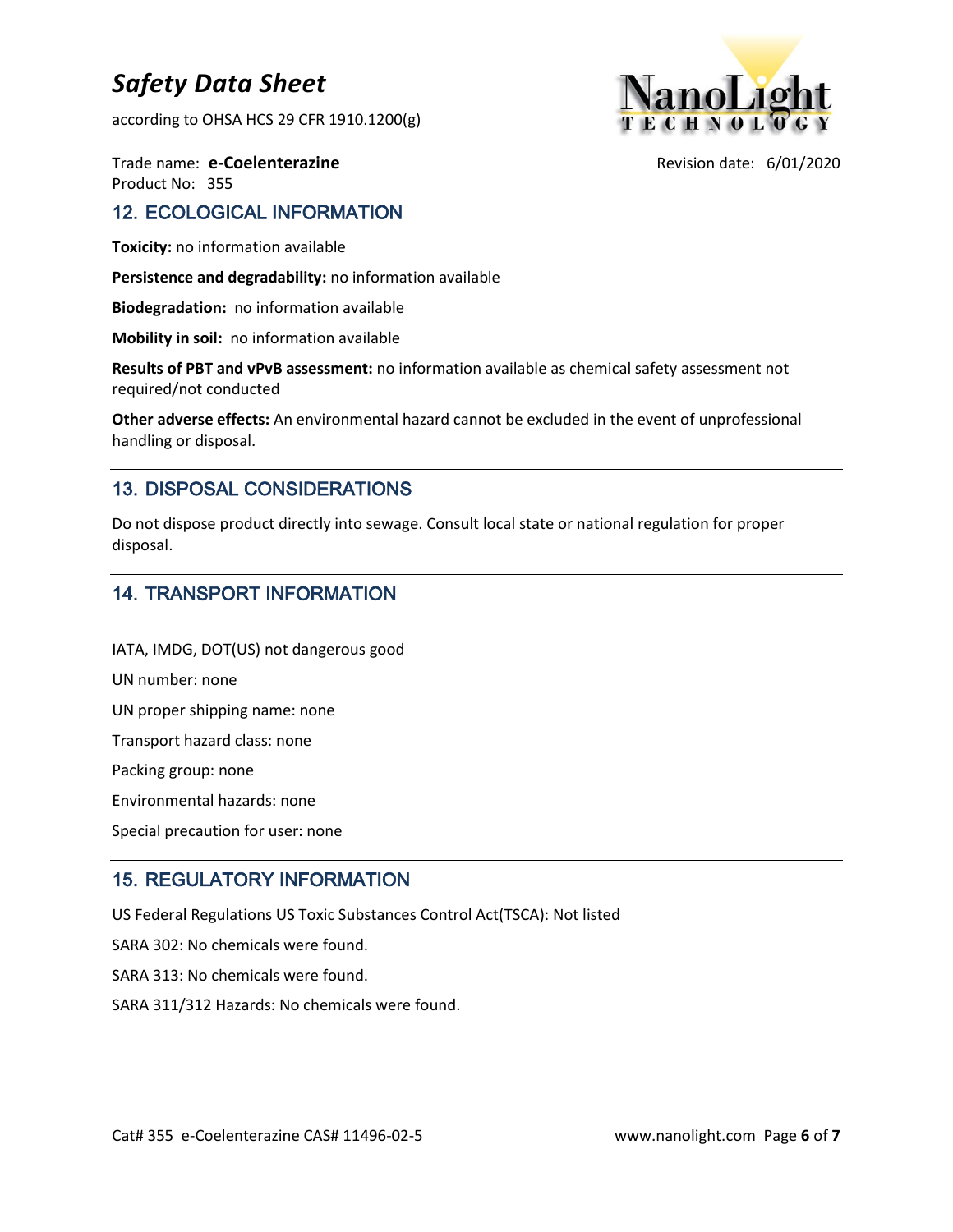## 12. ECOLOGICAL INFORMATION

**Toxicity:** no information available

**Persistence and degradability:** no information available

**Biodegradation:** no information available

**Mobility in soil:** no information available

**Results of PBT and vPvB assessment:** no information available as chemical safety assessment not required/not conducted

**Other adverse effects:** An environmental hazard cannot be excluded in the event of unprofessional handling or disposal.

## 13. DISPOSAL CONSIDERATIONS

Do not dispose product directly into sewage. Consult local state or national regulation for proper disposal.

## 14. TRANSPORT INFORMATION

IATA, IMDG, DOT(US) not dangerous good

UN number: none

UN proper shipping name: none

Transport hazard class: none

Packing group: none

Environmental hazards: none

Special precaution for user: none

## 15. REGULATORY INFORMATION

US Federal Regulations US Toxic Substances Control Act(TSCA): Not listed

SARA 302: No chemicals were found.

SARA 313: No chemicals were found.

SARA 311/312 Hazards: No chemicals were found.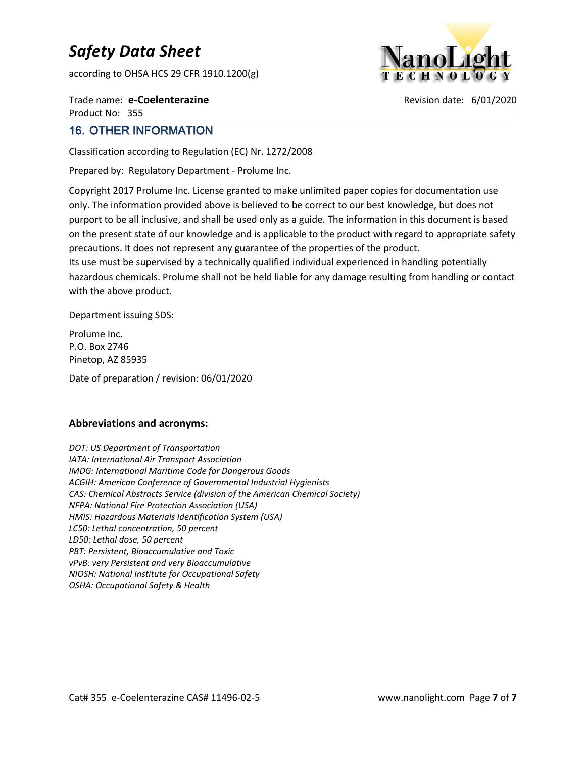## 16. OTHER INFORMATION

Classification according to Regulation (EC) Nr. 1272/2008

Prepared by: Regulatory Department - Prolume Inc.

Copyright 2017 Prolume Inc. License granted to make unlimited paper copies for documentation use only. The information provided above is believed to be correct to our best knowledge, but does not purport to be all inclusive, and shall be used only as a guide. The information in this document is based on the present state of our knowledge and is applicable to the product with regard to appropriate safety precautions. It does not represent any guarantee of the properties of the product.
Its use must be supervised by a technically qualified individual experienced in handling potentially hazardous chemicals. Prolume shall not be held liable for any damage resulting from handling or contact with the above product.

Department issuing SDS:

Prolume Inc.
P.O. Box 2746
Pinetop, AZ 85935

Date of preparation / revision: 06/01/2020

### Abbreviations and acronyms:

*DOT: US Department of Transportation*
*IATA: International Air Transport Association*
*IMDG: International Maritime Code for Dangerous Goods*
*ACGIH: American Conference of Governmental Industrial Hygienists*
*CAS: Chemical Abstracts Service (division of the American Chemical Society)*
*NFPA: National Fire Protection Association (USA)*
*HMIS: Hazardous Materials Identification System (USA)*
*LC50: Lethal concentration, 50 percent*
*LD50: Lethal dose, 50 percent*
*PBT: Persistent, Bioaccumulative and Toxic*
*vPvB: very Persistent and very Bioaccumulative*
*NIOSH: National Institute for Occupational Safety*
*OSHA: Occupational Safety & Health*